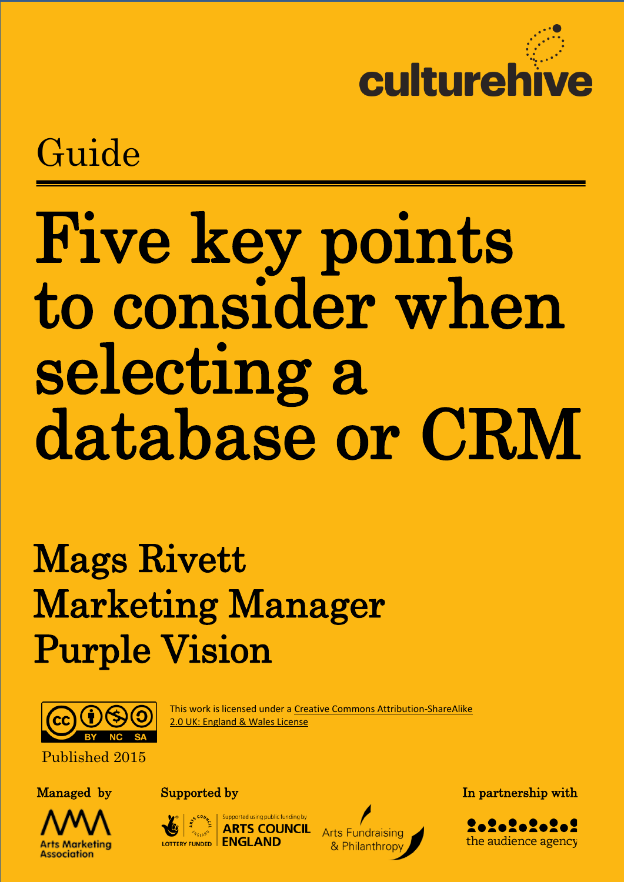culturehive

Guide

# Five key points to consider when selecting a database or CRM

## Mags Rivett
## Marketing Manager
## Purple Vision

This work is licensed under a [Creative Commons Attribution-ShareAlike 2.0 UK: England & Wales License]()

Published 2015

Managed by

Arts Marketing Association

Supported by

Lottery Funded | Supported using public funding by Arts Council England

Arts Fundraising & Philanthropy

In partnership with

the audience agency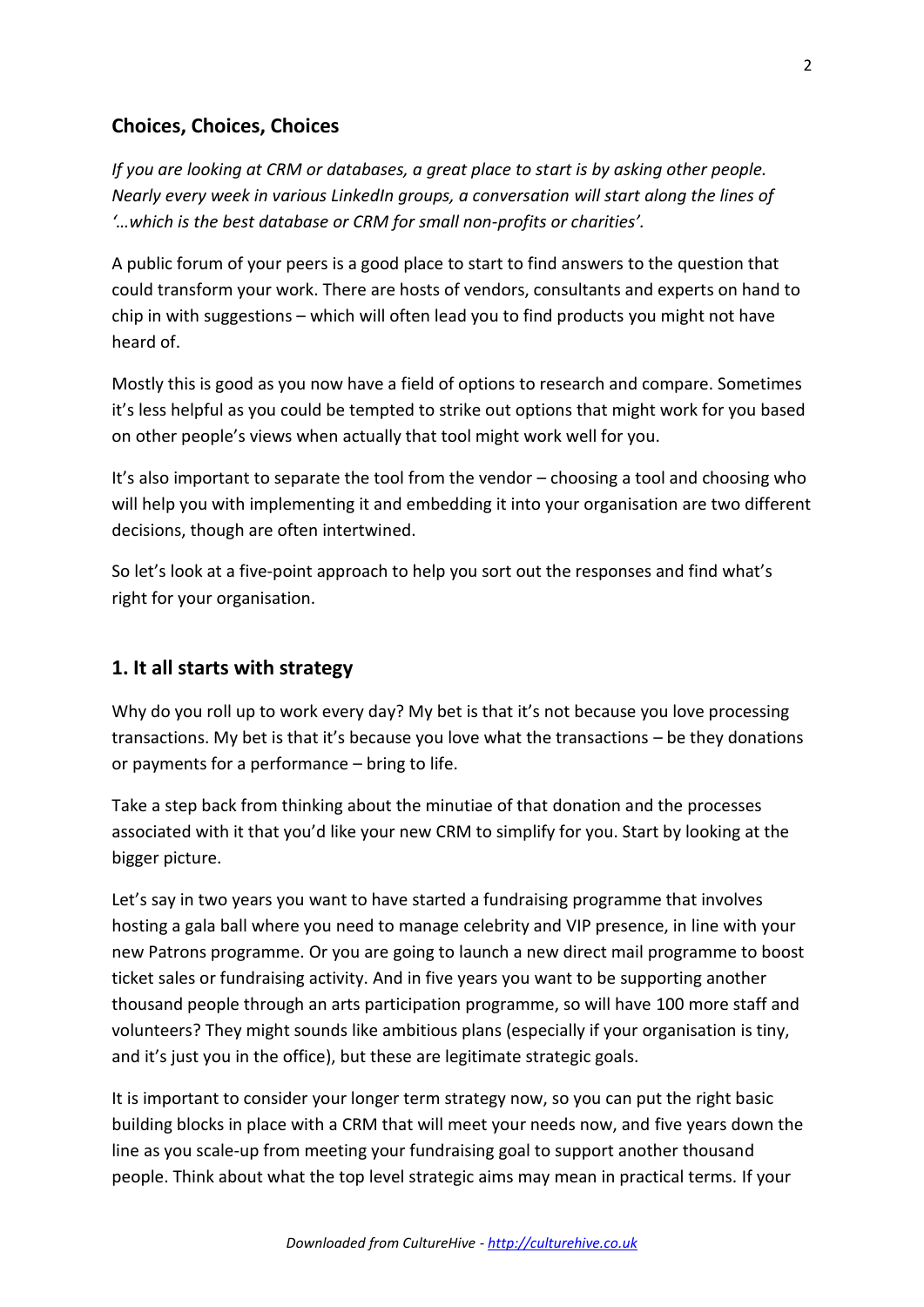## Choices, Choices, Choices

*If you are looking at CRM or databases, a great place to start is by asking other people. Nearly every week in various LinkedIn groups, a conversation will start along the lines of '…which is the best database or CRM for small non-profits or charities'.*

A public forum of your peers is a good place to start to find answers to the question that could transform your work. There are hosts of vendors, consultants and experts on hand to chip in with suggestions – which will often lead you to find products you might not have heard of.

Mostly this is good as you now have a field of options to research and compare. Sometimes it's less helpful as you could be tempted to strike out options that might work for you based on other people's views when actually that tool might work well for you.

It's also important to separate the tool from the vendor – choosing a tool and choosing who will help you with implementing it and embedding it into your organisation are two different decisions, though are often intertwined.

So let's look at a five-point approach to help you sort out the responses and find what's right for your organisation.

## 1. It all starts with strategy

Why do you roll up to work every day? My bet is that it's not because you love processing transactions. My bet is that it's because you love what the transactions – be they donations or payments for a performance – bring to life.

Take a step back from thinking about the minutiae of that donation and the processes associated with it that you'd like your new CRM to simplify for you. Start by looking at the bigger picture.

Let's say in two years you want to have started a fundraising programme that involves hosting a gala ball where you need to manage celebrity and VIP presence, in line with your new Patrons programme. Or you are going to launch a new direct mail programme to boost ticket sales or fundraising activity. And in five years you want to be supporting another thousand people through an arts participation programme, so will have 100 more staff and volunteers? They might sounds like ambitious plans (especially if your organisation is tiny, and it's just you in the office), but these are legitimate strategic goals.

It is important to consider your longer term strategy now, so you can put the right basic building blocks in place with a CRM that will meet your needs now, and five years down the line as you scale-up from meeting your fundraising goal to support another thousand people. Think about what the top level strategic aims may mean in practical terms. If your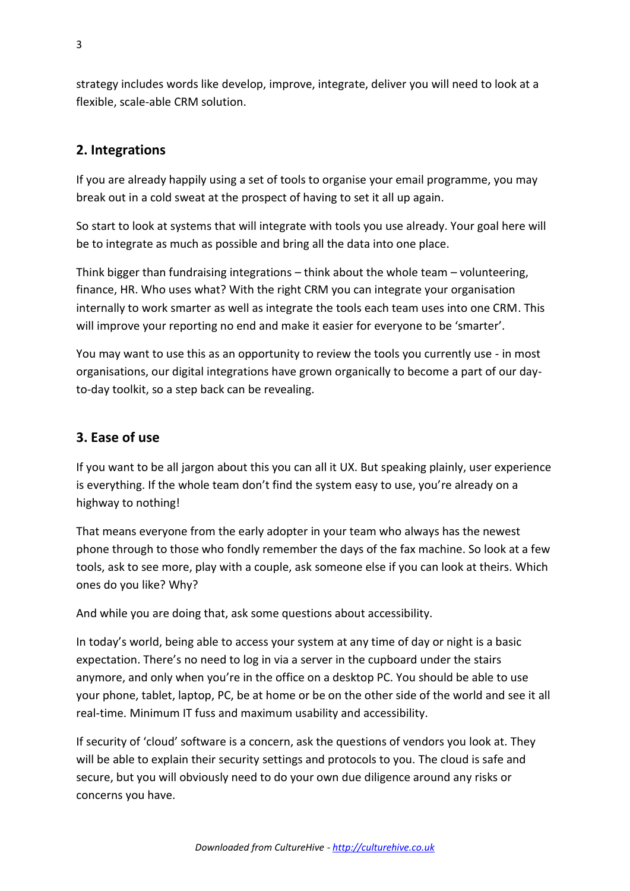strategy includes words like develop, improve, integrate, deliver you will need to look at a flexible, scale-able CRM solution.

## 2. Integrations

If you are already happily using a set of tools to organise your email programme, you may break out in a cold sweat at the prospect of having to set it all up again.

So start to look at systems that will integrate with tools you use already. Your goal here will be to integrate as much as possible and bring all the data into one place.

Think bigger than fundraising integrations – think about the whole team – volunteering, finance, HR. Who uses what? With the right CRM you can integrate your organisation internally to work smarter as well as integrate the tools each team uses into one CRM. This will improve your reporting no end and make it easier for everyone to be 'smarter'.

You may want to use this as an opportunity to review the tools you currently use - in most organisations, our digital integrations have grown organically to become a part of our day-to-day toolkit, so a step back can be revealing.

## 3. Ease of use

If you want to be all jargon about this you can all it UX. But speaking plainly, user experience is everything. If the whole team don't find the system easy to use, you're already on a highway to nothing!

That means everyone from the early adopter in your team who always has the newest phone through to those who fondly remember the days of the fax machine. So look at a few tools, ask to see more, play with a couple, ask someone else if you can look at theirs. Which ones do you like? Why?

And while you are doing that, ask some questions about accessibility.

In today's world, being able to access your system at any time of day or night is a basic expectation. There's no need to log in via a server in the cupboard under the stairs anymore, and only when you're in the office on a desktop PC. You should be able to use your phone, tablet, laptop, PC, be at home or be on the other side of the world and see it all real-time. Minimum IT fuss and maximum usability and accessibility.

If security of 'cloud' software is a concern, ask the questions of vendors you look at. They will be able to explain their security settings and protocols to you. The cloud is safe and secure, but you will obviously need to do your own due diligence around any risks or concerns you have.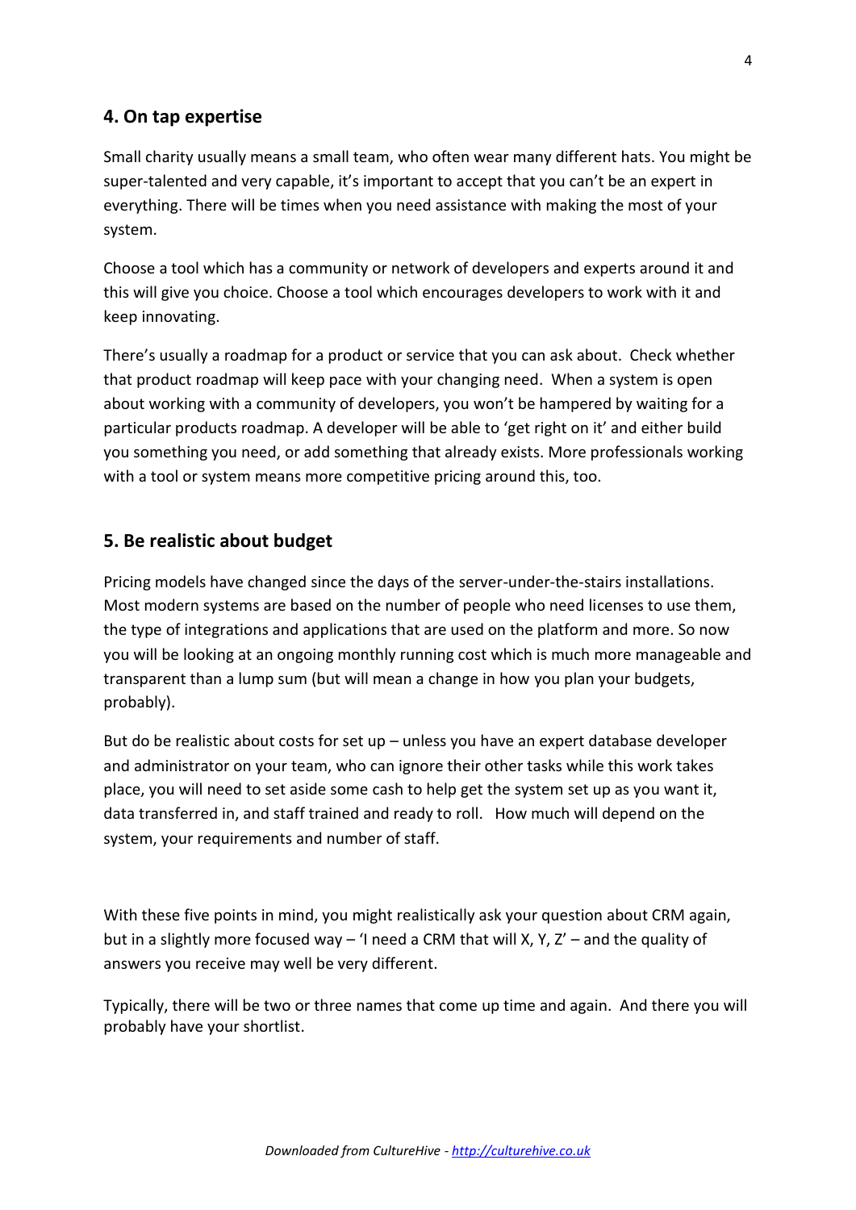## 4. On tap expertise

Small charity usually means a small team, who often wear many different hats. You might be super-talented and very capable, it's important to accept that you can't be an expert in everything. There will be times when you need assistance with making the most of your system.

Choose a tool which has a community or network of developers and experts around it and this will give you choice. Choose a tool which encourages developers to work with it and keep innovating.

There's usually a roadmap for a product or service that you can ask about. Check whether that product roadmap will keep pace with your changing need. When a system is open about working with a community of developers, you won't be hampered by waiting for a particular products roadmap. A developer will be able to 'get right on it' and either build you something you need, or add something that already exists. More professionals working with a tool or system means more competitive pricing around this, too.

## 5. Be realistic about budget

Pricing models have changed since the days of the server-under-the-stairs installations. Most modern systems are based on the number of people who need licenses to use them, the type of integrations and applications that are used on the platform and more. So now you will be looking at an ongoing monthly running cost which is much more manageable and transparent than a lump sum (but will mean a change in how you plan your budgets, probably).

But do be realistic about costs for set up – unless you have an expert database developer and administrator on your team, who can ignore their other tasks while this work takes place, you will need to set aside some cash to help get the system set up as you want it, data transferred in, and staff trained and ready to roll. How much will depend on the system, your requirements and number of staff.

With these five points in mind, you might realistically ask your question about CRM again, but in a slightly more focused way – 'I need a CRM that will X, Y, Z' – and the quality of answers you receive may well be very different.

Typically, there will be two or three names that come up time and again. And there you will probably have your shortlist.

*Downloaded from CultureHive - [http://culturehive.co.uk](http://culturehive.co.uk)*